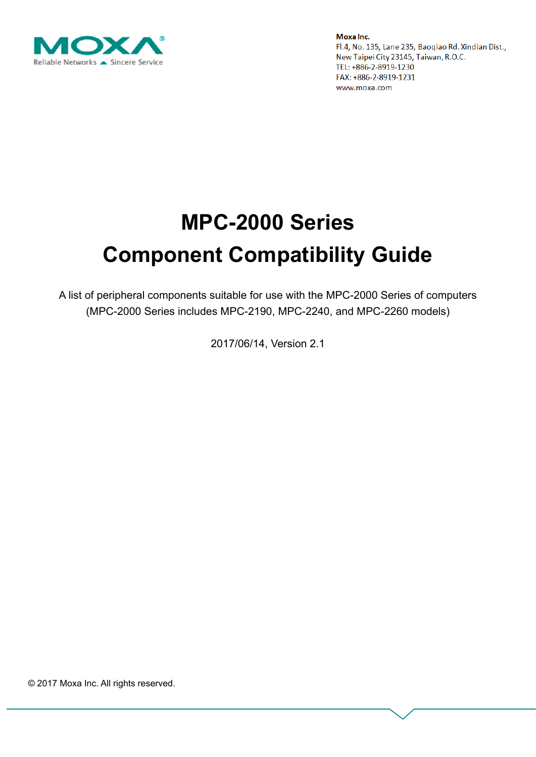**Moxa Inc.**
Fl.4, No. 135, Lane 235, Baoqiao Rd. Xindian Dist.,
New Taipei City 23145, Taiwan, R.O.C.
TEL: +886-2-8919-1230
FAX: +886-2-8919-1231
www.moxa.com

# MPC-2000 Series Component Compatibility Guide

A list of peripheral components suitable for use with the MPC-2000 Series of computers
(MPC-2000 Series includes MPC-2190, MPC-2240, and MPC-2260 models)

2017/06/14, Version 2.1

© 2017 Moxa Inc. All rights reserved.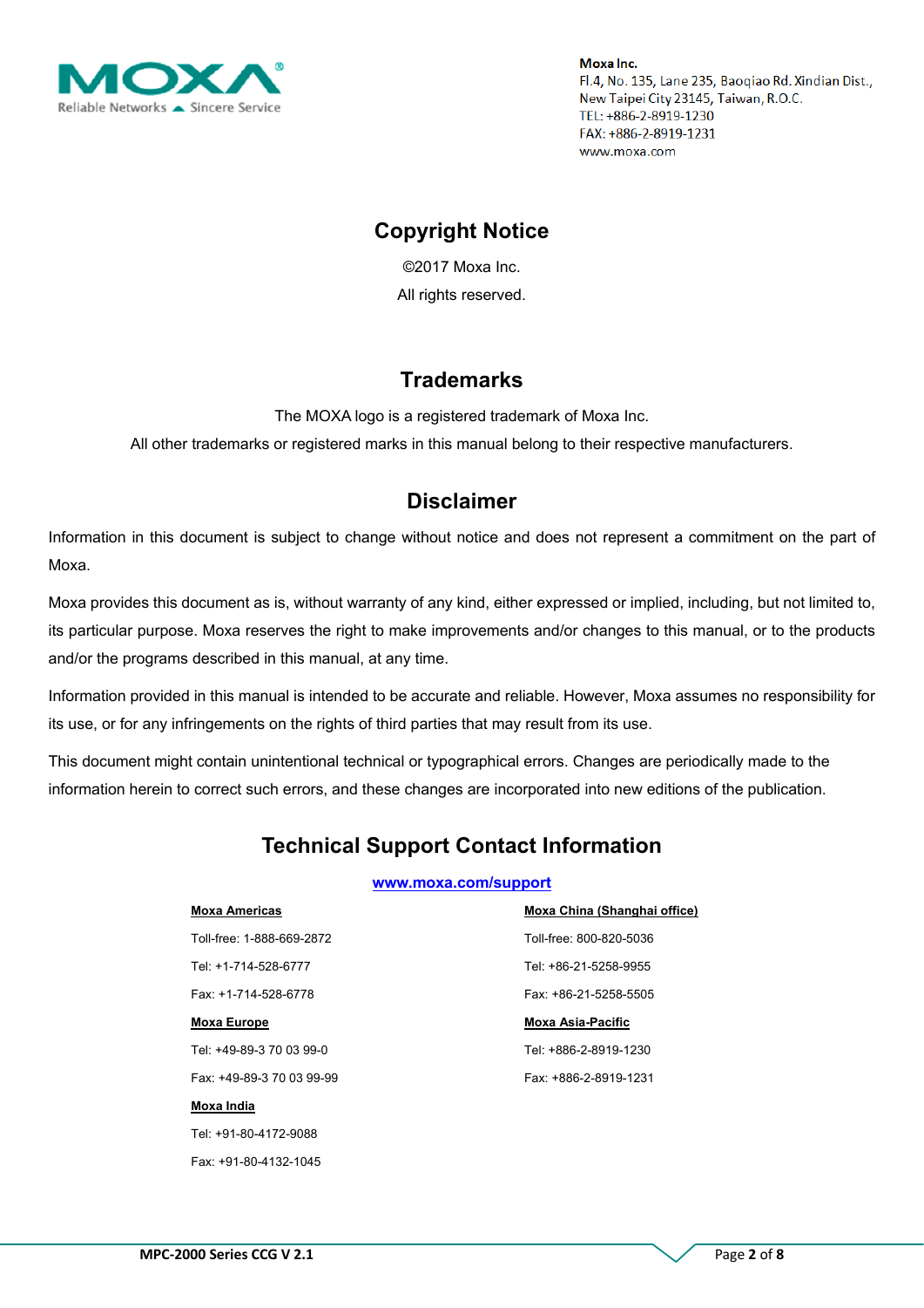**Moxa Inc.**
Fl.4, No. 135, Lane 235, Baoqiao Rd. Xindian Dist.,
New Taipei City 23145, Taiwan, R.O.C.
TEL: +886-2-8919-1230
FAX: +886-2-8919-1231
www.moxa.com

## Copyright Notice

©2017 Moxa Inc.

All rights reserved.

## Trademarks

The MOXA logo is a registered trademark of Moxa Inc.

All other trademarks or registered marks in this manual belong to their respective manufacturers.

## Disclaimer

Information in this document is subject to change without notice and does not represent a commitment on the part of Moxa.

Moxa provides this document as is, without warranty of any kind, either expressed or implied, including, but not limited to, its particular purpose. Moxa reserves the right to make improvements and/or changes to this manual, or to the products and/or the programs described in this manual, at any time.

Information provided in this manual is intended to be accurate and reliable. However, Moxa assumes no responsibility for its use, or for any infringements on the rights of third parties that may result from its use.

This document might contain unintentional technical or typographical errors. Changes are periodically made to the information herein to correct such errors, and these changes are incorporated into new editions of the publication.

## Technical Support Contact Information

**www.moxa.com/support**

**Moxa Americas**

Toll-free: 1-888-669-2872

Tel: +1-714-528-6777

Fax: +1-714-528-6778

**Moxa Europe**

Tel: +49-89-3 70 03 99-0

Fax: +49-89-3 70 03 99-99

**Moxa India**

Tel: +91-80-4172-9088

Fax: +91-80-4132-1045

**Moxa China (Shanghai office)**

Toll-free: 800-820-5036

Tel: +86-21-5258-9955

Fax: +86-21-5258-5505

**Moxa Asia-Pacific**

Tel: +886-2-8919-1230

Fax: +886-2-8919-1231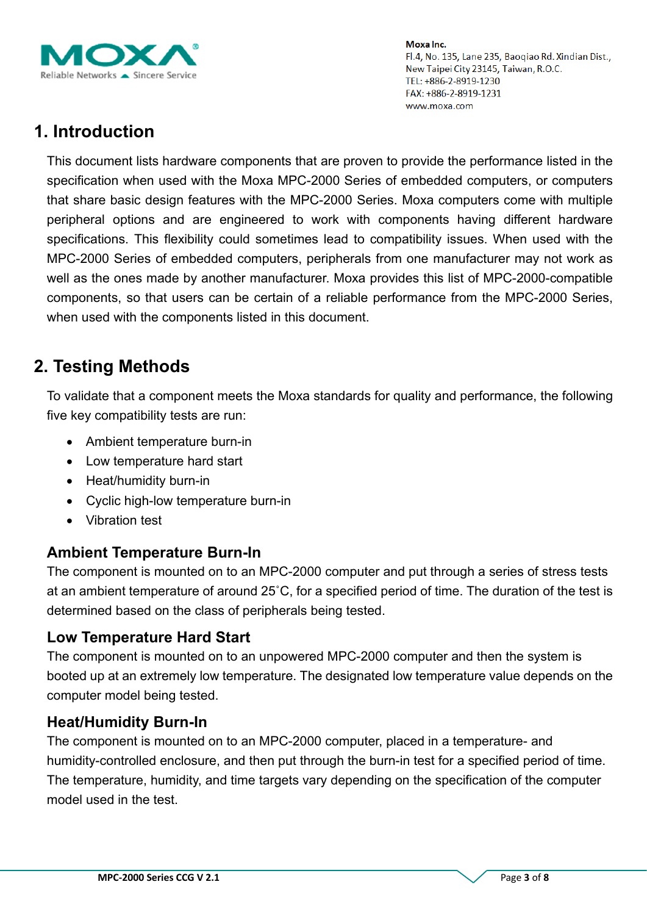# 1. Introduction

This document lists hardware components that are proven to provide the performance listed in the specification when used with the Moxa MPC-2000 Series of embedded computers, or computers that share basic design features with the MPC-2000 Series. Moxa computers come with multiple peripheral options and are engineered to work with components having different hardware specifications. This flexibility could sometimes lead to compatibility issues. When used with the MPC-2000 Series of embedded computers, peripherals from one manufacturer may not work as well as the ones made by another manufacturer. Moxa provides this list of MPC-2000-compatible components, so that users can be certain of a reliable performance from the MPC-2000 Series, when used with the components listed in this document.

# 2. Testing Methods

To validate that a component meets the Moxa standards for quality and performance, the following five key compatibility tests are run:

- Ambient temperature burn-in
- Low temperature hard start
- Heat/humidity burn-in
- Cyclic high-low temperature burn-in
- Vibration test

## Ambient Temperature Burn-In

The component is mounted on to an MPC-2000 computer and put through a series of stress tests at an ambient temperature of around 25˚C, for a specified period of time. The duration of the test is determined based on the class of peripherals being tested.

## Low Temperature Hard Start

The component is mounted on to an unpowered MPC-2000 computer and then the system is booted up at an extremely low temperature. The designated low temperature value depends on the computer model being tested.

## Heat/Humidity Burn-In

The component is mounted on to an MPC-2000 computer, placed in a temperature- and humidity-controlled enclosure, and then put through the burn-in test for a specified period of time. The temperature, humidity, and time targets vary depending on the specification of the computer model used in the test.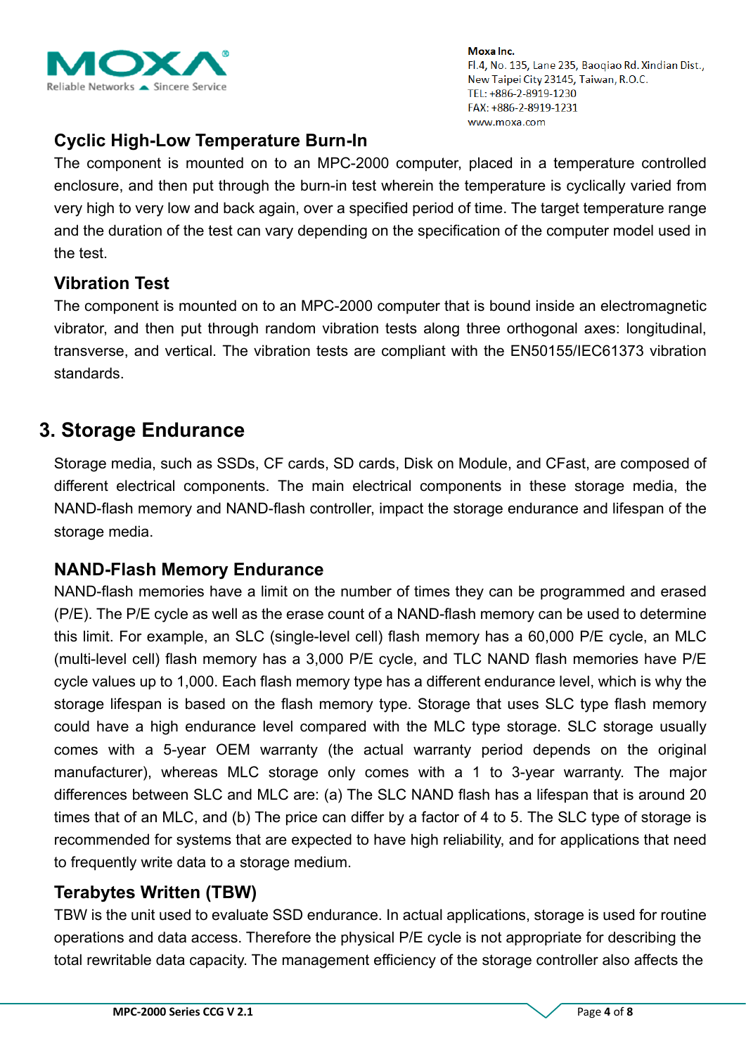### Cyclic High-Low Temperature Burn-In

The component is mounted on to an MPC-2000 computer, placed in a temperature controlled enclosure, and then put through the burn-in test wherein the temperature is cyclically varied from very high to very low and back again, over a specified period of time. The target temperature range and the duration of the test can vary depending on the specification of the computer model used in the test.

### Vibration Test

The component is mounted on to an MPC-2000 computer that is bound inside an electromagnetic vibrator, and then put through random vibration tests along three orthogonal axes: longitudinal, transverse, and vertical. The vibration tests are compliant with the EN50155/IEC61373 vibration standards.

## 3. Storage Endurance

Storage media, such as SSDs, CF cards, SD cards, Disk on Module, and CFast, are composed of different electrical components. The main electrical components in these storage media, the NAND-flash memory and NAND-flash controller, impact the storage endurance and lifespan of the storage media.

### NAND-Flash Memory Endurance

NAND-flash memories have a limit on the number of times they can be programmed and erased (P/E). The P/E cycle as well as the erase count of a NAND-flash memory can be used to determine this limit. For example, an SLC (single-level cell) flash memory has a 60,000 P/E cycle, an MLC (multi-level cell) flash memory has a 3,000 P/E cycle, and TLC NAND flash memories have P/E cycle values up to 1,000. Each flash memory type has a different endurance level, which is why the storage lifespan is based on the flash memory type. Storage that uses SLC type flash memory could have a high endurance level compared with the MLC type storage. SLC storage usually comes with a 5-year OEM warranty (the actual warranty period depends on the original manufacturer), whereas MLC storage only comes with a 1 to 3-year warranty. The major differences between SLC and MLC are: (a) The SLC NAND flash has a lifespan that is around 20 times that of an MLC, and (b) The price can differ by a factor of 4 to 5. The SLC type of storage is recommended for systems that are expected to have high reliability, and for applications that need to frequently write data to a storage medium.

### Terabytes Written (TBW)

TBW is the unit used to evaluate SSD endurance. In actual applications, storage is used for routine operations and data access. Therefore the physical P/E cycle is not appropriate for describing the total rewritable data capacity. The management efficiency of the storage controller also affects the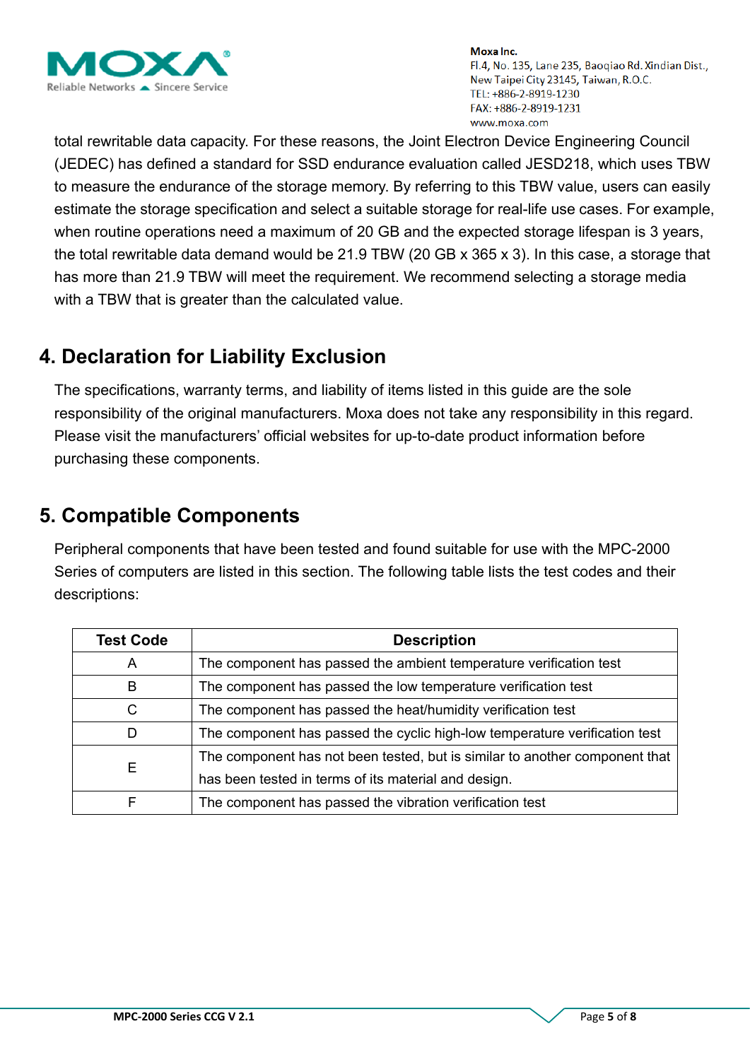total rewritable data capacity. For these reasons, the Joint Electron Device Engineering Council (JEDEC) has defined a standard for SSD endurance evaluation called JESD218, which uses TBW to measure the endurance of the storage memory. By referring to this TBW value, users can easily estimate the storage specification and select a suitable storage for real-life use cases. For example, when routine operations need a maximum of 20 GB and the expected storage lifespan is 3 years, the total rewritable data demand would be 21.9 TBW (20 GB x 365 x 3). In this case, a storage that has more than 21.9 TBW will meet the requirement. We recommend selecting a storage media with a TBW that is greater than the calculated value.

## 4. Declaration for Liability Exclusion

The specifications, warranty terms, and liability of items listed in this guide are the sole responsibility of the original manufacturers. Moxa does not take any responsibility in this regard. Please visit the manufacturers' official websites for up-to-date product information before purchasing these components.

## 5. Compatible Components

Peripheral components that have been tested and found suitable for use with the MPC-2000 Series of computers are listed in this section. The following table lists the test codes and their descriptions:

| Test Code | Description |
|---|---|
| A | The component has passed the ambient temperature verification test |
| B | The component has passed the low temperature verification test |
| C | The component has passed the heat/humidity verification test |
| D | The component has passed the cyclic high-low temperature verification test |
| E | The component has not been tested, but is similar to another component that has been tested in terms of its material and design. |
| F | The component has passed the vibration verification test |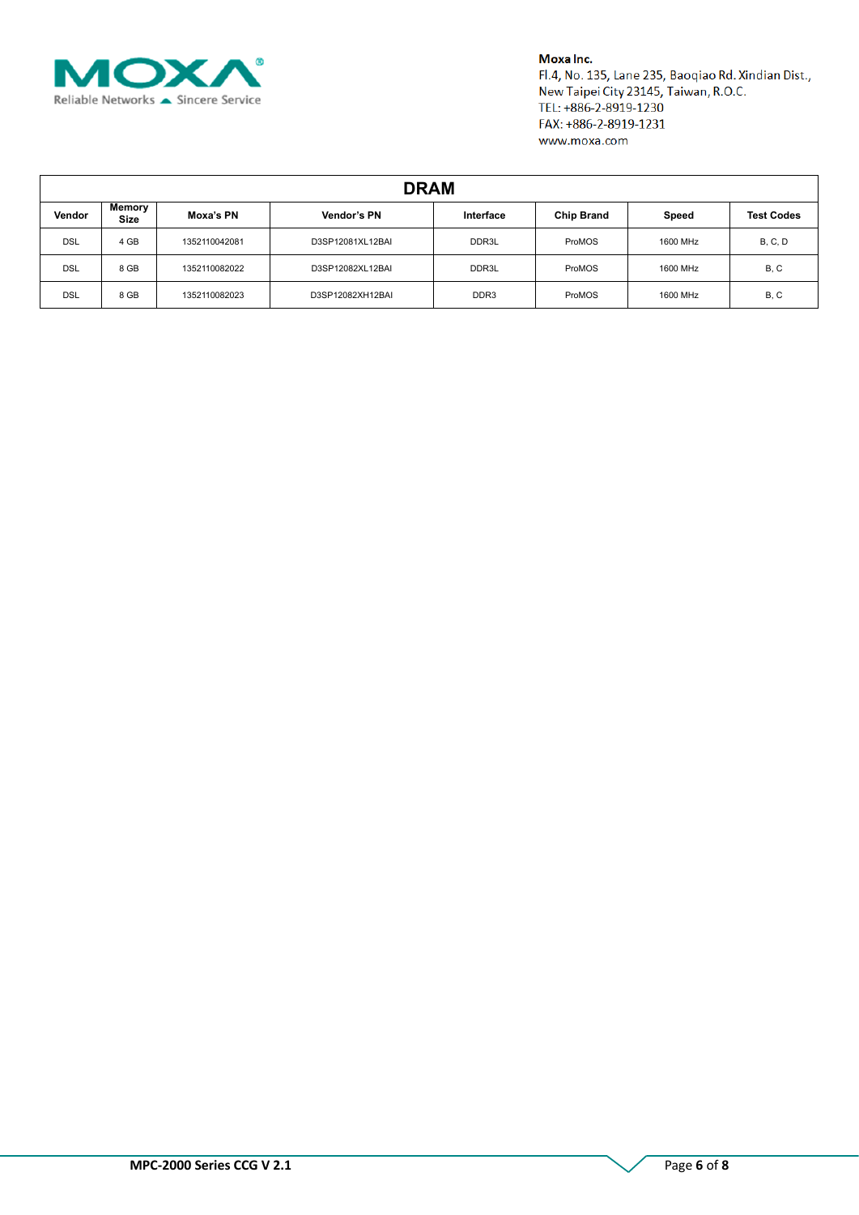| DRAM | | | | | | | |
|---|---|---|---|---|---|---|---|
| Vendor | Memory Size | Moxa's PN | Vendor's PN | Interface | Chip Brand | Speed | Test Codes |
| DSL | 4 GB | 1352110042081 | D3SP12081XL12BAI | DDR3L | ProMOS | 1600 MHz | B, C, D |
| DSL | 8 GB | 1352110082022 | D3SP12082XL12BAI | DDR3L | ProMOS | 1600 MHz | B, C |
| DSL | 8 GB | 1352110082023 | D3SP12082XH12BAI | DDR3 | ProMOS | 1600 MHz | B, C |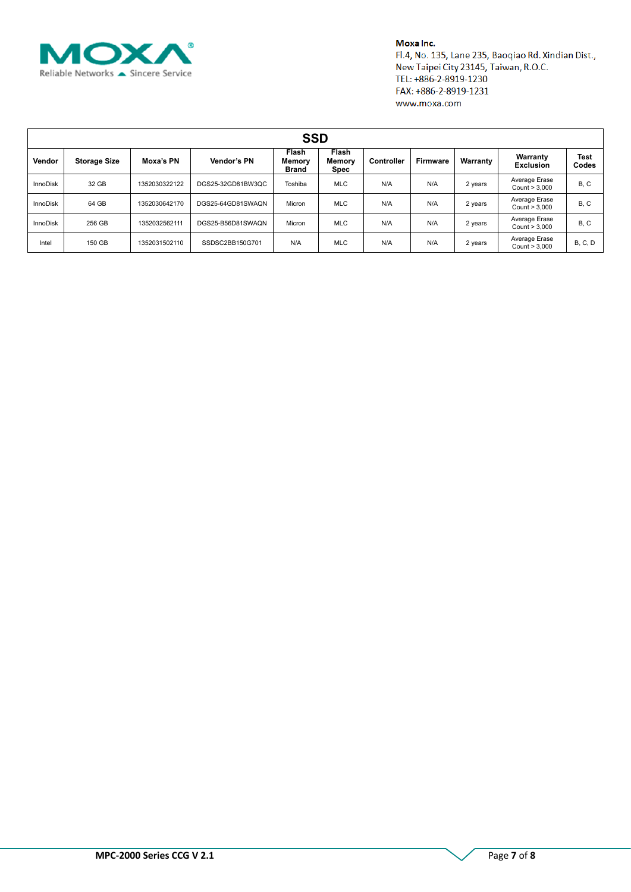Moxa Inc.
Fl.4, No. 135, Lane 235, Baoqiao Rd. Xindian Dist.,
New Taipei City 23145, Taiwan, R.O.C.
TEL: +886-2-8919-1230
FAX: +886-2-8919-1231
www.moxa.com

| SSD | | | | | | | | | | |
|---|---|---|---|---|---|---|---|---|---|---|
| Vendor | Storage Size | Moxa's PN | Vendor's PN | Flash Memory Brand | Flash Memory Spec | Controller | Firmware | Warranty | Warranty Exclusion | Test Codes |
| InnoDisk | 32 GB | 1352030322122 | DGS25-32GD81BW3QC | Toshiba | MLC | N/A | N/A | 2 years | Average Erase Count > 3,000 | B, C |
| InnoDisk | 64 GB | 1352030642170 | DGS25-64GD81SWAQN | Micron | MLC | N/A | N/A | 2 years | Average Erase Count > 3,000 | B, C |
| InnoDisk | 256 GB | 1352032562111 | DGS25-B56D81SWAQN | Micron | MLC | N/A | N/A | 2 years | Average Erase Count > 3,000 | B, C |
| Intel | 150 GB | 1352031502110 | SSDSC2BB150G701 | N/A | MLC | N/A | N/A | 2 years | Average Erase Count > 3,000 | B, C, D |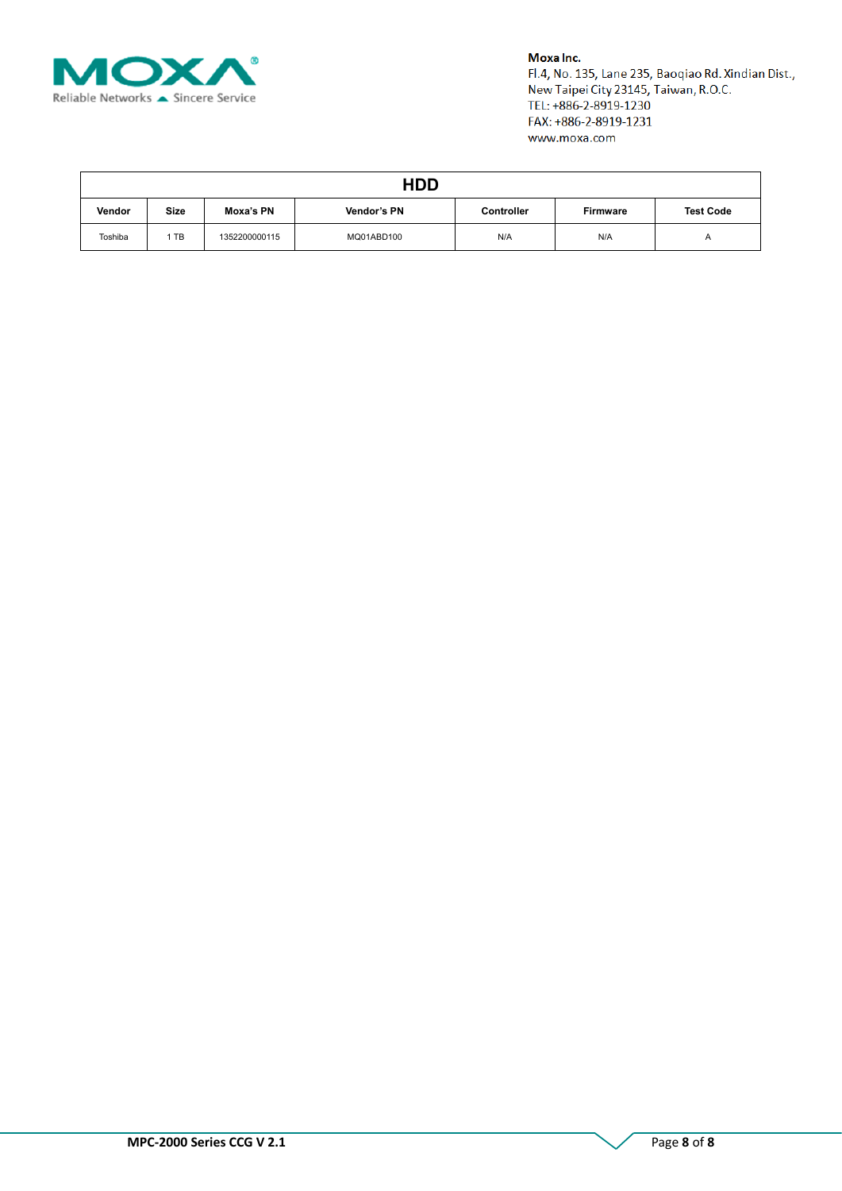| HDD | | | | | | |
|---|---|---|---|---|---|---|
| Vendor | Size | Moxa's PN | Vendor's PN | Controller | Firmware | Test Code |
| Toshiba | 1 TB | 1352200000115 | MQ01ABD100 | N/A | N/A | A |